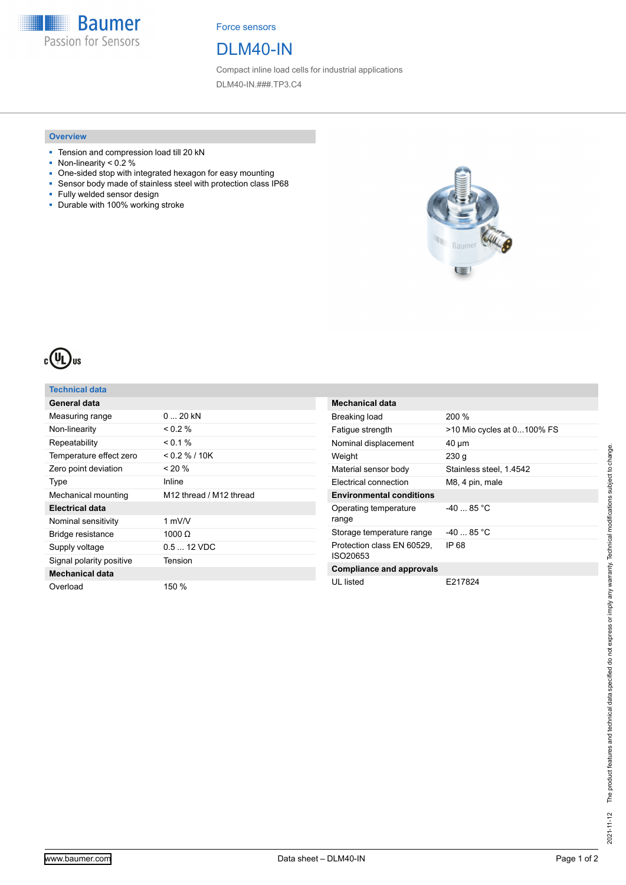Force sensors

# DLM40-IN

Compact inline load cells for industrial applications

DLM40-IN.###.TP3.C4

## Overview

- Tension and compression load till 20 kN
- Non-linearity < 0.2 %
- One-sided stop with integrated hexagon for easy mounting
- Sensor body made of stainless steel with protection class IP68
- Fully welded sensor design
- Durable with 100% working stroke

## Technical data

| **General data** | |
|---|---|
| Measuring range | 0 ... 20 kN |
| Non-linearity | < 0.2 % |
| Repeatability | < 0.1 % |
| Temperature effect zero | < 0.2 % / 10K |
| Zero point deviation | < 20 % |
| Type | Inline |
| Mechanical mounting | M12 thread / M12 thread |
| **Electrical data** | |
| Nominal sensitivity | 1 mV/V |
| Bridge resistance | 1000 Ω |
| Supply voltage | 0.5 ... 12 VDC |
| Signal polarity positive | Tension |
| **Mechanical data** | |
| Overload | 150 % |

| **Mechanical data** | |
|---|---|
| Breaking load | 200 % |
| Fatigue strength | >10 Mio cycles at 0...100% FS |
| Nominal displacement | 40 µm |
| Weight | 230 g |
| Material sensor body | Stainless steel, 1.4542 |
| Electrical connection | M8, 4 pin, male |
| **Environmental conditions** | |
| Operating temperature range | -40 ... 85 °C |
| Storage temperature range | -40 ... 85 °C |
| Protection class EN 60529, ISO20653 | IP 68 |
| **Compliance and approvals** | |
| UL listed | E217824 |

2021-11-12 The product features and technical data specified do not express or imply any warranty. Technical modifications subject to change.

www.baumer.com — Data sheet – DLM40-IN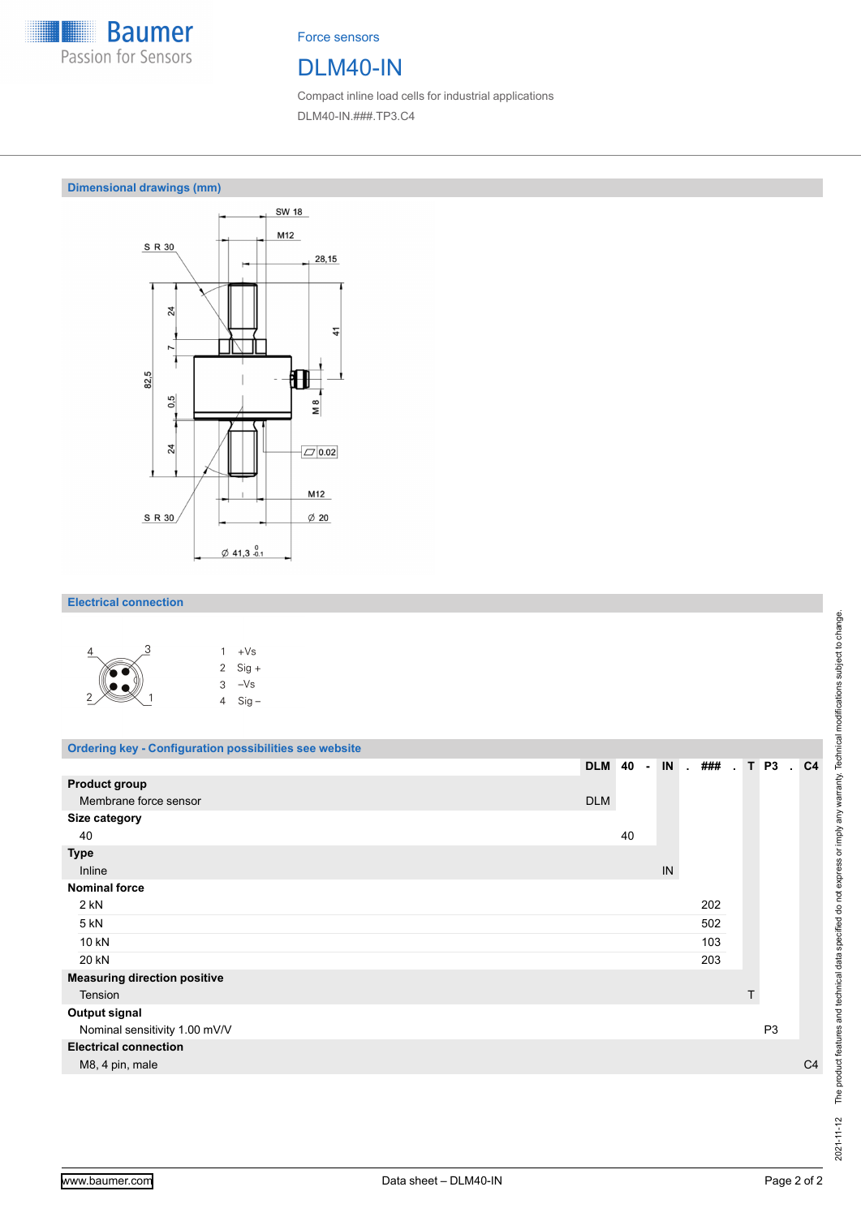Force sensors

# DLM40-IN

Compact inline load cells for industrial applications

DLM40-IN.###.TP3.C4

## Dimensional drawings (mm)

SW 18

M12

28,15

S R 30

24

7

82,5

0,5

24

41

M 8

0.02

M12

Ø 20

S R 30

Ø 41,3 0 -0.1

## Electrical connection

4 3

2 1

1 +Vs
2 Sig +
3 –Vs
4 Sig –

## Ordering key - Configuration possibilities see website

| | DLM | 40 | - | IN | . | ### | . | T | P3 | . | C4 |
|---|---|---|---|---|---|---|---|---|---|---|---|
| **Product group** | | | | | | | | | | | |
| Membrane force sensor | DLM | | | | | | | | | | |
| **Size category** | | | | | | | | | | | |
| 40 | | 40 | | | | | | | | | |
| **Type** | | | | | | | | | | | |
| Inline | | | | IN | | | | | | | |
| **Nominal force** | | | | | | | | | | | |
| 2 kN | | | | | | 202 | | | | | |
| 5 kN | | | | | | 502 | | | | | |
| 10 kN | | | | | | 103 | | | | | |
| 20 kN | | | | | | 203 | | | | | |
| **Measuring direction positive** | | | | | | | | | | | |
| Tension | | | | | | | | T | | | |
| **Output signal** | | | | | | | | | | | |
| Nominal sensitivity 1.00 mV/V | | | | | | | | | P3 | | |
| **Electrical connection** | | | | | | | | | | | |
| M8, 4 pin, male | | | | | | | | | | | C4 |

The product features and technical data specified do not express or imply any warranty. Technical modifications subject to change.

2021-11-12